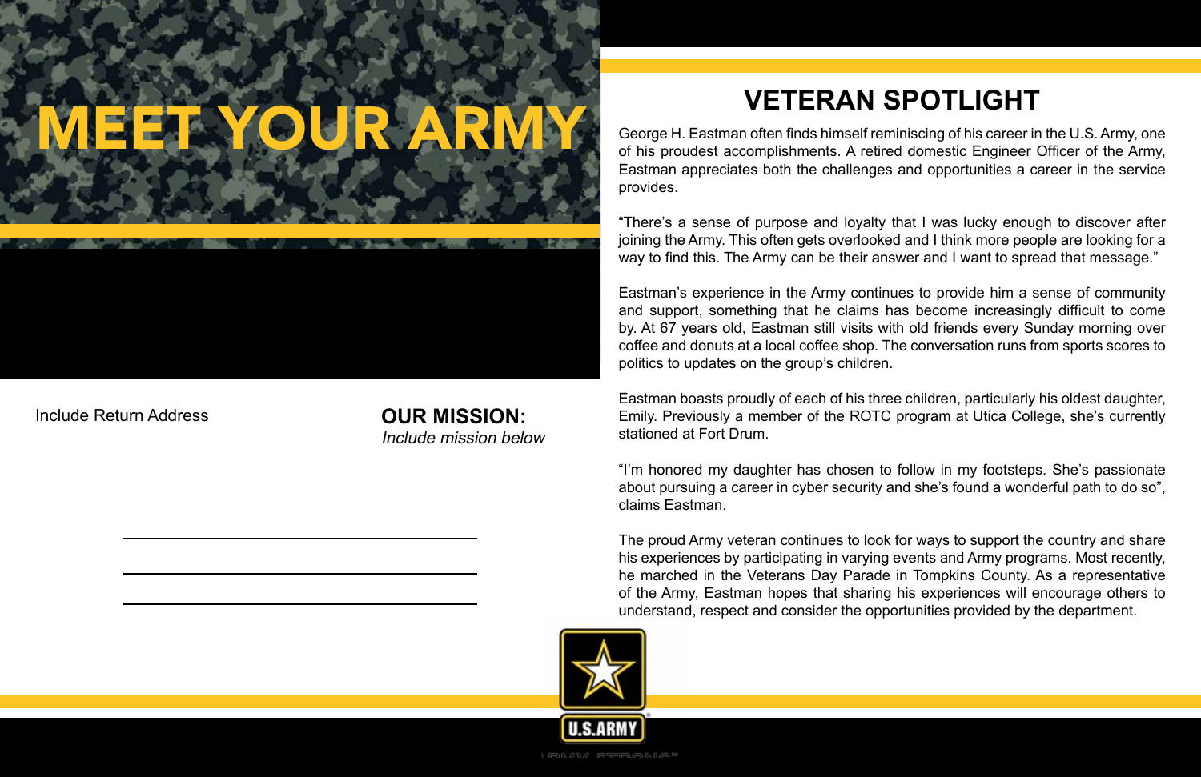# MEET YOUR ARMY

Include Return Address

**OUR MISSION:**

*Include mission below*

## VETERAN SPOTLIGHT

George H. Eastman often finds himself reminiscing of his career in the U.S. Army, one of his proudest accomplishments. A retired domestic Engineer Officer of the Army, Eastman appreciates both the challenges and opportunities a career in the service provides.

“There’s a sense of purpose and loyalty that I was lucky enough to discover after joining the Army. This often gets overlooked and I think more people are looking for a way to find this. The Army can be their answer and I want to spread that message.”

Eastman’s experience in the Army continues to provide him a sense of community and support, something that he claims has become increasingly difficult to come by. At 67 years old, Eastman still visits with old friends every Sunday morning over coffee and donuts at a local coffee shop. The conversation runs from sports scores to politics to updates on the group’s children.

Eastman boasts proudly of each of his three children, particularly his oldest daughter, Emily. Previously a member of the ROTC program at Utica College, she’s currently stationed at Fort Drum.

“I’m honored my daughter has chosen to follow in my footsteps. She’s passionate about pursuing a career in cyber security and she’s found a wonderful path to do so”, claims Eastman.

The proud Army veteran continues to look for ways to support the country and share his experiences by participating in varying events and Army programs. Most recently, he marched in the Veterans Day Parade in Tompkins County. As a representative of the Army, Eastman hopes that sharing his experiences will encourage others to understand, respect and consider the opportunities provided by the department.

U.S. ARMY

ARMY STRONG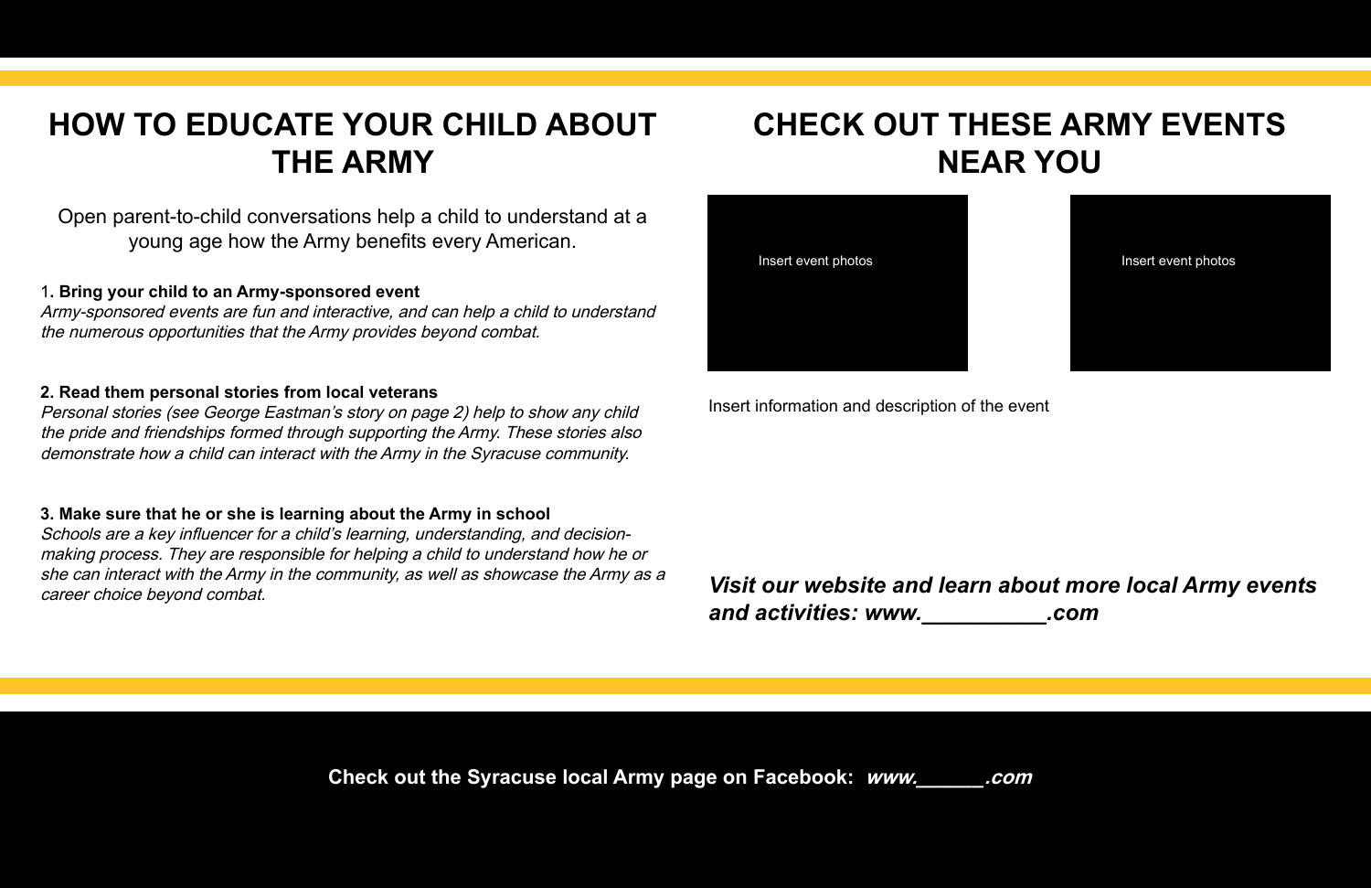# HOW TO EDUCATE YOUR CHILD ABOUT THE ARMY

Open parent-to-child conversations help a child to understand at a young age how the Army benefits every American.

1**. Bring your child to an Army-sponsored event**
*Army-sponsored events are fun and interactive, and can help a child to understand the numerous opportunities that the Army provides beyond combat.*

**2. Read them personal stories from local veterans**
*Personal stories (see George Eastman's story on page 2) help to show any child the pride and friendships formed through supporting the Army. These stories also demonstrate how a child can interact with the Army in the Syracuse community.*

**3. Make sure that he or she is learning about the Army in school**
*Schools are a key influencer for a child's learning, understanding, and decision-making process. They are responsible for helping a child to understand how he or she can interact with the Army in the community, as well as showcase the Army as a career choice beyond combat.*

# CHECK OUT THESE ARMY EVENTS NEAR YOU

Insert event photos

Insert event photos

Insert information and description of the event

***Visit our website and learn about more local Army events and activities: www.__________.com***

**Check out the Syracuse local Army page on Facebook:** ***www.______.com***